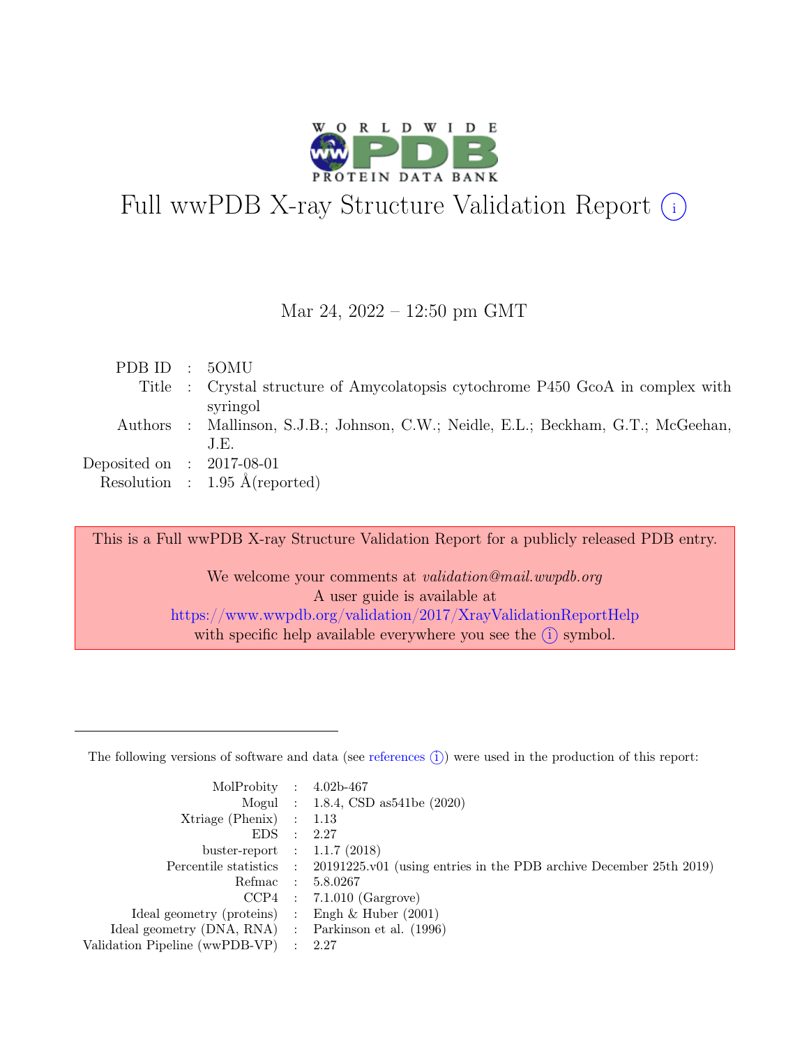# Full wwPDB X-ray Structure Validation Report

Mar 24, 2022 – 12:50 pm GMT

| | | |
|---|---|---|
| PDB ID | : | 5OMU |
| Title | : | Crystal structure of Amycolatopsis cytochrome P450 GcoA in complex with syringol |
| Authors | : | Mallinson, S.J.B.; Johnson, C.W.; Neidle, E.L.; Beckham, G.T.; McGeehan, J.E. |
| Deposited on | : | 2017-08-01 |
| Resolution | : | 1.95 Å(reported) |

This is a Full wwPDB X-ray Structure Validation Report for a publicly released PDB entry.

We welcome your comments at *validation@mail.wwpdb.org*
A user guide is available at
https://www.wwpdb.org/validation/2017/XrayValidationReportHelp
with specific help available everywhere you see the (i) symbol.

The following versions of software and data (see references (i)) were used in the production of this report:

| | | |
|---|---|---|
| MolProbity | : | 4.02b-467 |
| Mogul | : | 1.8.4, CSD as541be (2020) |
| Xtriage (Phenix) | : | 1.13 |
| EDS | : | 2.27 |
| buster-report | : | 1.1.7 (2018) |
| Percentile statistics | : | 20191225.v01 (using entries in the PDB archive December 25th 2019) |
| Refmac | : | 5.8.0267 |
| CCP4 | : | 7.1.010 (Gargrove) |
| Ideal geometry (proteins) | : | Engh & Huber (2001) |
| Ideal geometry (DNA, RNA) | : | Parkinson et al. (1996) |
| Validation Pipeline (wwPDB-VP) | : | 2.27 |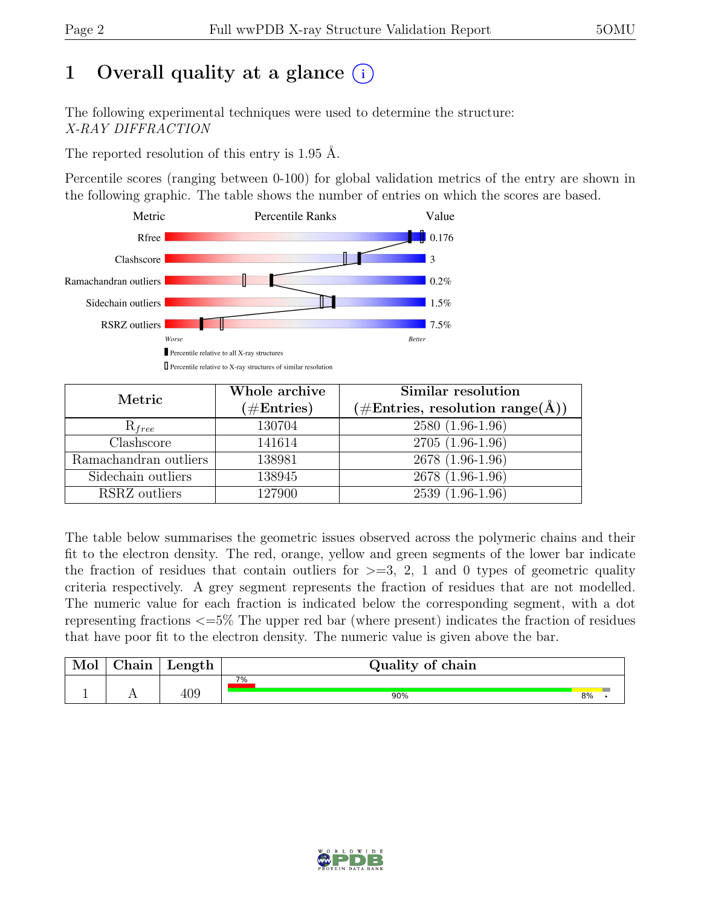# 1 Overall quality at a glance (i)

The following experimental techniques were used to determine the structure:
*X-RAY DIFFRACTION*

The reported resolution of this entry is 1.95 Å.

Percentile scores (ranging between 0-100) for global validation metrics of the entry are shown in the following graphic. The table shows the number of entries on which the scores are based.

| Metric | Value |
|---|---|
| Rfree | 0.176 |
| Clashscore | 3 |
| Ramachandran outliers | 0.2% |
| Sidechain outliers | 1.5% |
| RSRZ outliers | 7.5% |

Worse — Better

▮ Percentile relative to all X-ray structures
▯ Percentile relative to X-ray structures of similar resolution

| Metric | Whole archive (#Entries) | Similar resolution (#Entries, resolution range(Å)) |
|---|---|---|
| $R_{free}$ | 130704 | 2580 (1.96-1.96) |
| Clashscore | 141614 | 2705 (1.96-1.96) |
| Ramachandran outliers | 138981 | 2678 (1.96-1.96) |
| Sidechain outliers | 138945 | 2678 (1.96-1.96) |
| RSRZ outliers | 127900 | 2539 (1.96-1.96) |

The table below summarises the geometric issues observed across the polymeric chains and their fit to the electron density. The red, orange, yellow and green segments of the lower bar indicate the fraction of residues that contain outliers for >=3, 2, 1 and 0 types of geometric quality criteria respectively. A grey segment represents the fraction of residues that are not modelled. The numeric value for each fraction is indicated below the corresponding segment, with a dot representing fractions <=5% The upper red bar (where present) indicates the fraction of residues that have poor fit to the electron density. The numeric value is given above the bar.

| Mol | Chain | Length | Quality of chain |
|---|---|---|---|
| 1 | A | 409 | 7% (poor fit); 90%, 8%, • |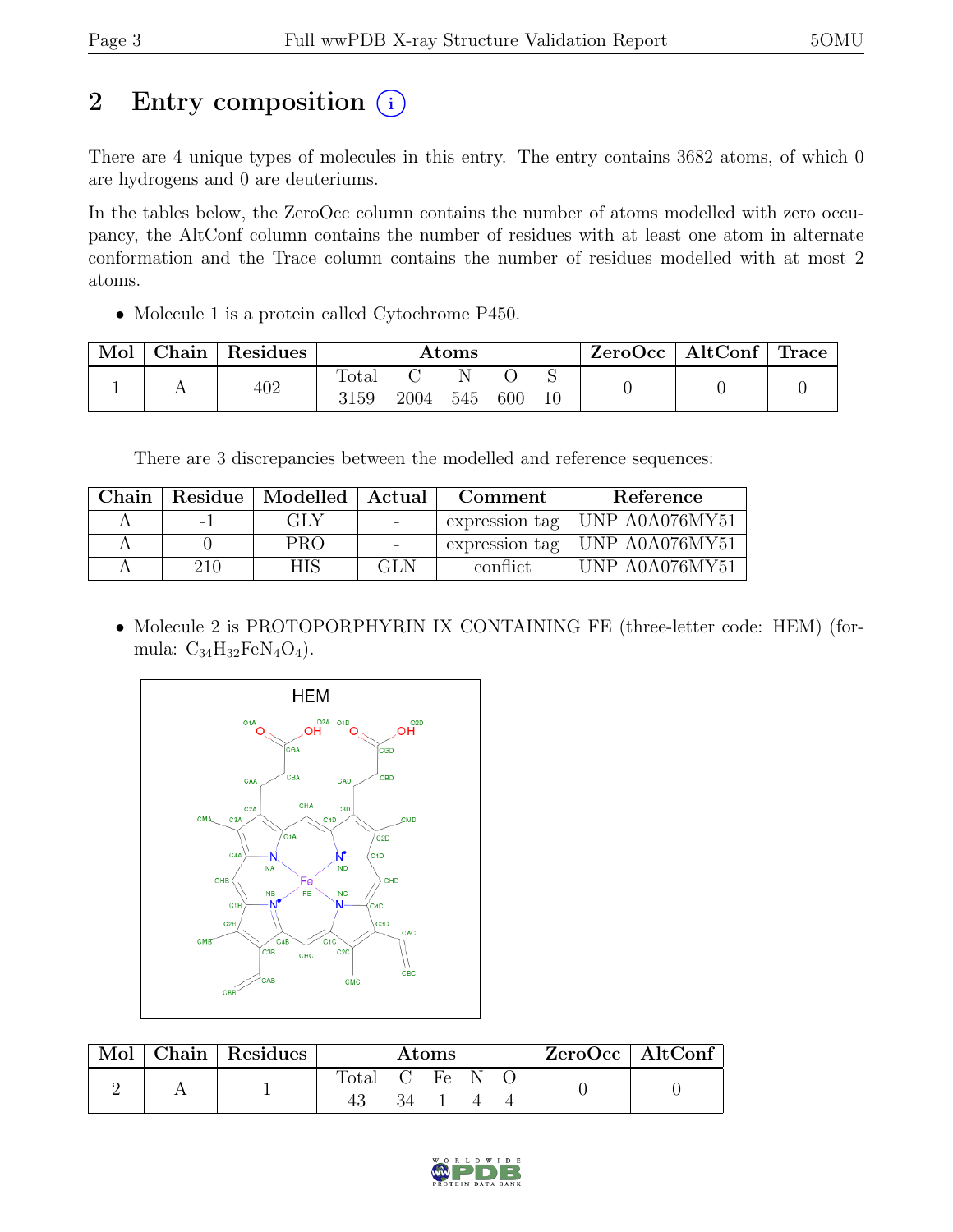# 2 Entry composition (i)

There are 4 unique types of molecules in this entry. The entry contains 3682 atoms, of which 0 are hydrogens and 0 are deuteriums.

In the tables below, the ZeroOcc column contains the number of atoms modelled with zero occupancy, the AltConf column contains the number of residues with at least one atom in alternate conformation and the Trace column contains the number of residues modelled with at most 2 atoms.

- Molecule 1 is a protein called Cytochrome P450.

| Mol | Chain | Residues | Atoms | | | | | ZeroOcc | AltConf | Trace |
|---|---|---|---|---|---|---|---|---|---|---|
| | | | Total | C | N | O | S | | | |
| 1 | A | 402 | 3159 | 2004 | 545 | 600 | 10 | 0 | 0 | 0 |

There are 3 discrepancies between the modelled and reference sequences:

| Chain | Residue | Modelled | Actual | Comment | Reference |
|---|---|---|---|---|---|
| A | -1 | GLY | - | expression tag | UNP A0A076MY51 |
| A | 0 | PRO | - | expression tag | UNP A0A076MY51 |
| A | 210 | HIS | GLN | conflict | UNP A0A076MY51 |

- Molecule 2 is PROTOPORPHYRIN IX CONTAINING FE (three-letter code: HEM) (formula: $C_{34}H_{32}FeN_4O_4$).

| Mol | Chain | Residues | Atoms | | | | | ZeroOcc | AltConf |
|---|---|---|---|---|---|---|---|---|---|
| | | | Total | C | Fe | N | O | | |
| 2 | A | 1 | 43 | 34 | 1 | 4 | 4 | 0 | 0 |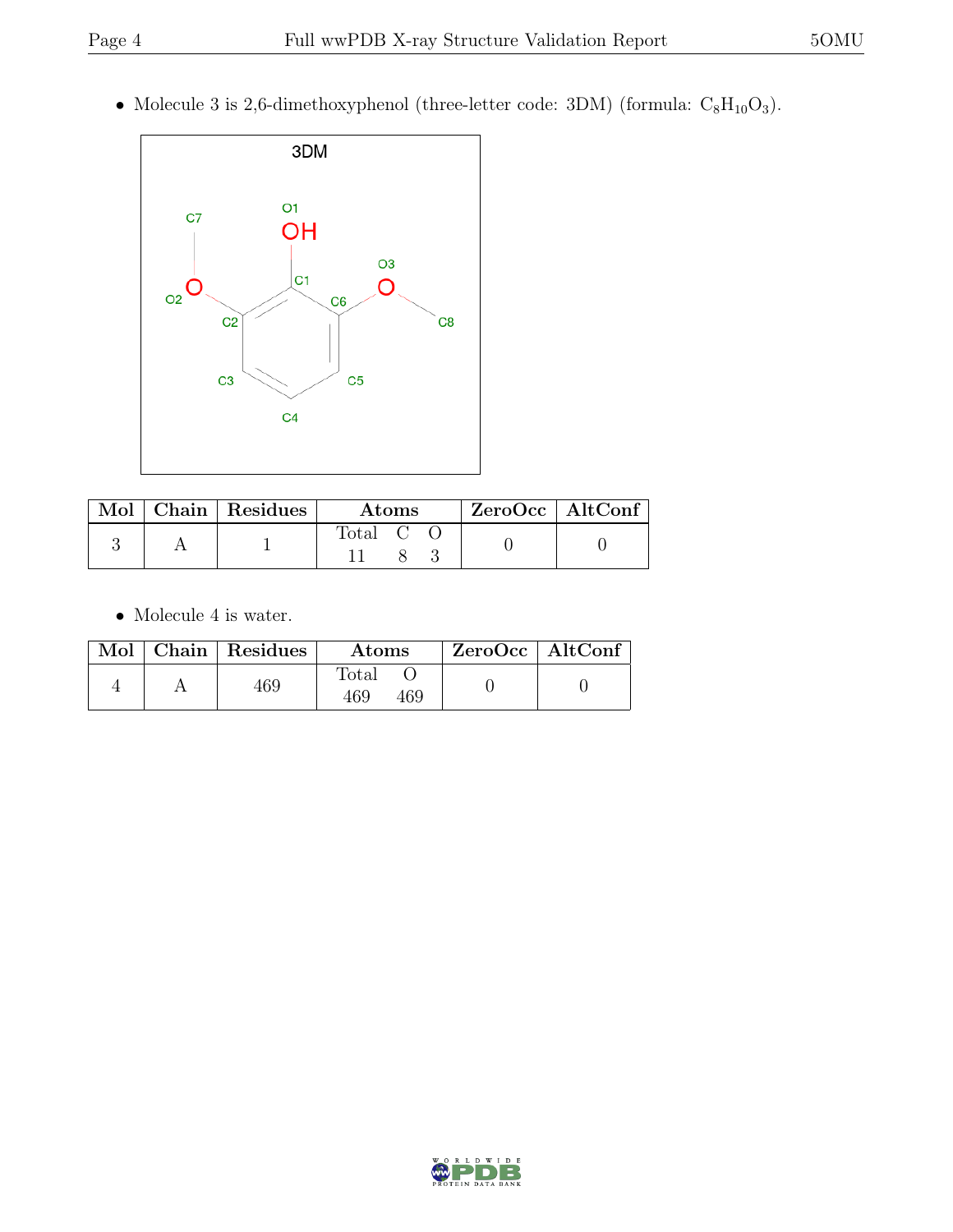- Molecule 3 is 2,6-dimethoxyphenol (three-letter code: 3DM) (formula: $C_8H_{10}O_3$).

| Mol | Chain | Residues | Atoms | | | ZeroOcc | AltConf |
|---|---|---|---|---|---|---|---|
| | | | Total | C | O | | |
| 3 | A | 1 | 11 | 8 | 3 | 0 | 0 |

- Molecule 4 is water.

| Mol | Chain | Residues | Atoms | | ZeroOcc | AltConf |
|---|---|---|---|---|---|---|
| | | | Total | O | | |
| 4 | A | 469 | 469 | 469 | 0 | 0 |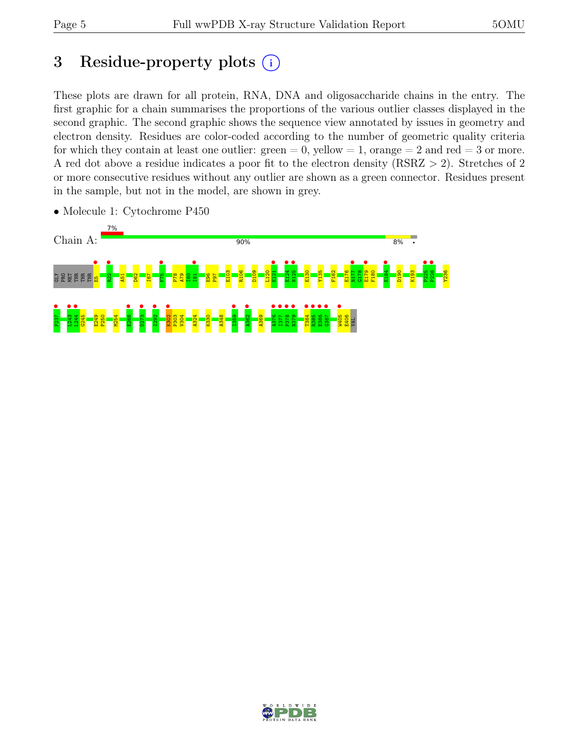# 3 Residue-property plots

These plots are drawn for all protein, RNA, DNA and oligosaccharide chains in the entry. The first graphic for a chain summarises the proportions of the various outlier classes displayed in the second graphic. The second graphic shows the sequence view annotated by issues in geometry and electron density. Residues are color-coded according to the number of geometric quality criteria for which they contain at least one outlier: green = 0, yellow = 1, orange = 2 and red = 3 or more. A red dot above a residue indicates a poor fit to the electron density (RSRZ > 2). Stretches of 2 or more consecutive residues without any outlier are shown as a green connector. Residues present in the sample, but not in the model, are shown in grey.

- Molecule 1: Cytochrome P450

Chain A: 7% | 90% | 8% | •

GLY PRO MET THR THR THR E5 R22 A51 D62 I67 F75 P78 A79 I80 I81 E96 P97 E103 R106 D109 L120 E121 E124 N125 E130 Y135 F162 E176 N177 G178 E179 F180 E184 D190 K193 P225 P226 Y236

P237 L243 L244 G245 E249 P250 M254 E266 D273 I292 K302 P303 V304 A324 K330 A348 I359 A362 A369 A376 I377 P378 N379 T384 R385 E386 G387 W405 E406 VAL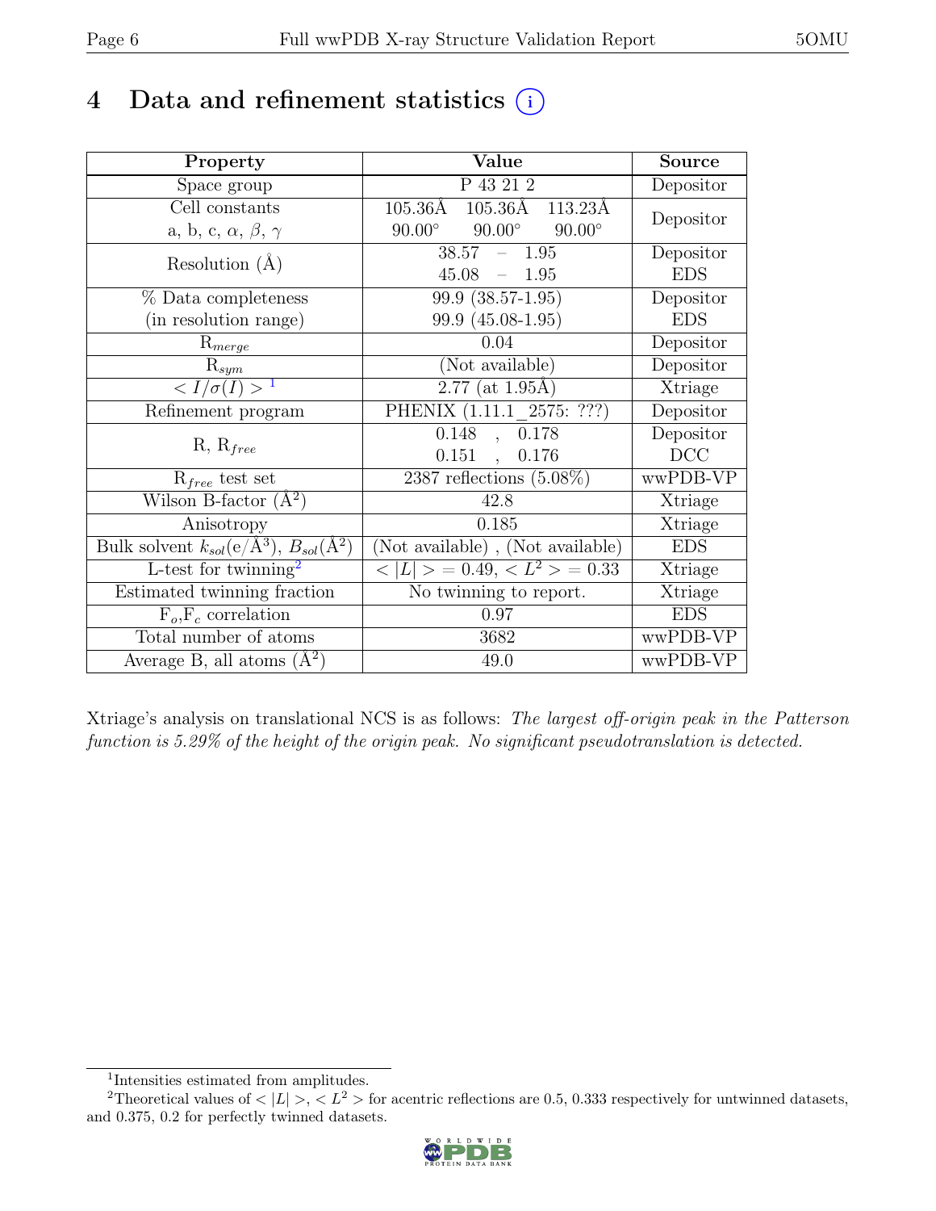# 4 Data and refinement statistics (i)

| Property | Value | Source |
|---|---|---|
| Space group | P 43 21 2 | Depositor |
| Cell constants<br>a, b, c, $\alpha$, $\beta$, $\gamma$ | 105.36Å 105.36Å 113.23Å<br>90.00° 90.00° 90.00° | Depositor |
| Resolution (Å) | 38.57 – 1.95<br>45.08 – 1.95 | Depositor<br>EDS |
| % Data completeness<br>(in resolution range) | 99.9 (38.57-1.95)<br>99.9 (45.08-1.95) | Depositor<br>EDS |
| $R_{merge}$ | 0.04 | Depositor |
| $R_{sym}$ | (Not available) | Depositor |
| $< I/\sigma(I) >$ [1] | 2.77 (at 1.95Å) | Xtriage |
| Refinement program | PHENIX (1.11.1_2575: ???) | Depositor |
| R, $R_{free}$ | 0.148 , 0.178<br>0.151 , 0.176 | Depositor<br>DCC |
| $R_{free}$ test set | 2387 reflections (5.08%) | wwPDB-VP |
| Wilson B-factor (Å$^2$) | 42.8 | Xtriage |
| Anisotropy | 0.185 | Xtriage |
| Bulk solvent $k_{sol}$(e/Å$^3$), $B_{sol}$(Å$^2$) | (Not available) , (Not available) | EDS |
| L-test for twinning[2] | $< \lvert L \rvert > = 0.49$, $< L^2 > = 0.33$ | Xtriage |
| Estimated twinning fraction | No twinning to report. | Xtriage |
| $F_o$,$F_c$ correlation | 0.97 | EDS |
| Total number of atoms | 3682 | wwPDB-VP |
| Average B, all atoms (Å$^2$) | 49.0 | wwPDB-VP |

Xtriage's analysis on translational NCS is as follows: *The largest off-origin peak in the Patterson function is 5.29% of the height of the origin peak. No significant pseudotranslation is detected.*

[1] Intensities estimated from amplitudes.

[2] Theoretical values of $< \lvert L \rvert >$, $< L^2 >$ for acentric reflections are 0.5, 0.333 respectively for untwinned datasets, and 0.375, 0.2 for perfectly twinned datasets.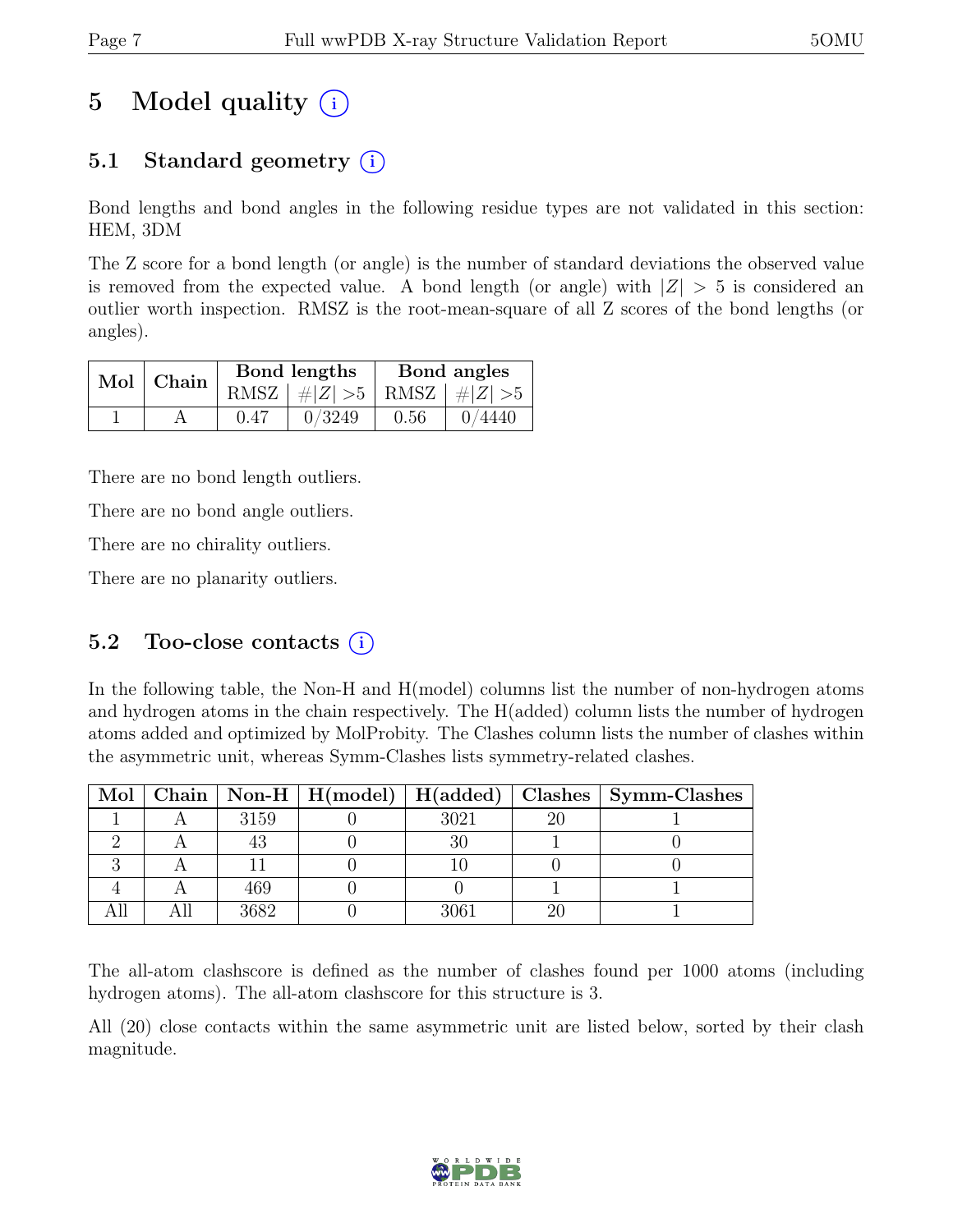# 5 Model quality (i)

## 5.1 Standard geometry (i)

Bond lengths and bond angles in the following residue types are not validated in this section: HEM, 3DM

The Z score for a bond length (or angle) is the number of standard deviations the observed value is removed from the expected value. A bond length (or angle) with $|Z| > 5$ is considered an outlier worth inspection. RMSZ is the root-mean-square of all Z scores of the bond lengths (or angles).

| Mol | Chain | Bond lengths | | Bond angles | |
|---|---|---|---|---|---|
| | | RMSZ | $\#\|Z\| > 5$ | RMSZ | $\#\|Z\| > 5$ |
| 1 | A | 0.47 | 0/3249 | 0.56 | 0/4440 |

There are no bond length outliers.

There are no bond angle outliers.

There are no chirality outliers.

There are no planarity outliers.

## 5.2 Too-close contacts (i)

In the following table, the Non-H and H(model) columns list the number of non-hydrogen atoms and hydrogen atoms in the chain respectively. The H(added) column lists the number of hydrogen atoms added and optimized by MolProbity. The Clashes column lists the number of clashes within the asymmetric unit, whereas Symm-Clashes lists symmetry-related clashes.

| Mol | Chain | Non-H | H(model) | H(added) | Clashes | Symm-Clashes |
|---|---|---|---|---|---|---|
| 1 | A | 3159 | 0 | 3021 | 20 | 1 |
| 2 | A | 43 | 0 | 30 | 1 | 0 |
| 3 | A | 11 | 0 | 10 | 0 | 0 |
| 4 | A | 469 | 0 | 0 | 1 | 1 |
| All | All | 3682 | 0 | 3061 | 20 | 1 |

The all-atom clashscore is defined as the number of clashes found per 1000 atoms (including hydrogen atoms). The all-atom clashscore for this structure is 3.

All (20) close contacts within the same asymmetric unit are listed below, sorted by their clash magnitude.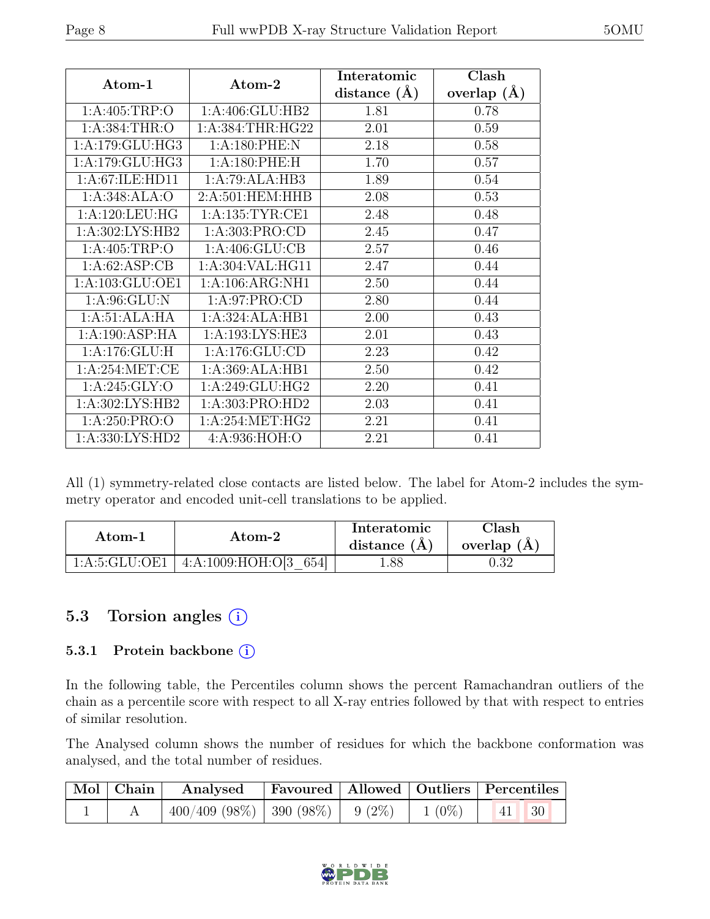| Atom-1 | Atom-2 | Interatomic distance (Å) | Clash overlap (Å) |
|---|---|---|---|
| 1:A:405:TRP:O | 1:A:406:GLU:HB2 | 1.81 | 0.78 |
| 1:A:384:THR:O | 1:A:384:THR:HG22 | 2.01 | 0.59 |
| 1:A:179:GLU:HG3 | 1:A:180:PHE:N | 2.18 | 0.58 |
| 1:A:179:GLU:HG3 | 1:A:180:PHE:H | 1.70 | 0.57 |
| 1:A:67:ILE:HD11 | 1:A:79:ALA:HB3 | 1.89 | 0.54 |
| 1:A:348:ALA:O | 2:A:501:HEM:HHB | 2.08 | 0.53 |
| 1:A:120:LEU:HG | 1:A:135:TYR:CE1 | 2.48 | 0.48 |
| 1:A:302:LYS:HB2 | 1:A:303:PRO:CD | 2.45 | 0.47 |
| 1:A:405:TRP:O | 1:A:406:GLU:CB | 2.57 | 0.46 |
| 1:A:62:ASP:CB | 1:A:304:VAL:HG11 | 2.47 | 0.44 |
| 1:A:103:GLU:OE1 | 1:A:106:ARG:NH1 | 2.50 | 0.44 |
| 1:A:96:GLU:N | 1:A:97:PRO:CD | 2.80 | 0.44 |
| 1:A:51:ALA:HA | 1:A:324:ALA:HB1 | 2.00 | 0.43 |
| 1:A:190:ASP:HA | 1:A:193:LYS:HE3 | 2.01 | 0.43 |
| 1:A:176:GLU:H | 1:A:176:GLU:CD | 2.23 | 0.42 |
| 1:A:254:MET:CE | 1:A:369:ALA:HB1 | 2.50 | 0.42 |
| 1:A:245:GLY:O | 1:A:249:GLU:HG2 | 2.20 | 0.41 |
| 1:A:302:LYS:HB2 | 1:A:303:PRO:HD2 | 2.03 | 0.41 |
| 1:A:250:PRO:O | 1:A:254:MET:HG2 | 2.21 | 0.41 |
| 1:A:330:LYS:HD2 | 4:A:936:HOH:O | 2.21 | 0.41 |

All (1) symmetry-related close contacts are listed below. The label for Atom-2 includes the symmetry operator and encoded unit-cell translations to be applied.

| Atom-1 | Atom-2 | Interatomic distance (Å) | Clash overlap (Å) |
|---|---|---|---|
| 1:A:5:GLU:OE1 | 4:A:1009:HOH:O[3_654] | 1.88 | 0.32 |

## 5.3 Torsion angles

### 5.3.1 Protein backbone

In the following table, the Percentiles column shows the percent Ramachandran outliers of the chain as a percentile score with respect to all X-ray entries followed by that with respect to entries of similar resolution.

The Analysed column shows the number of residues for which the backbone conformation was analysed, and the total number of residues.

| Mol | Chain | Analysed | Favoured | Allowed | Outliers | Percentiles | |
|---|---|---|---|---|---|---|---|
| 1 | A | 400/409 (98%) | 390 (98%) | 9 (2%) | 1 (0%) | 41 | 30 |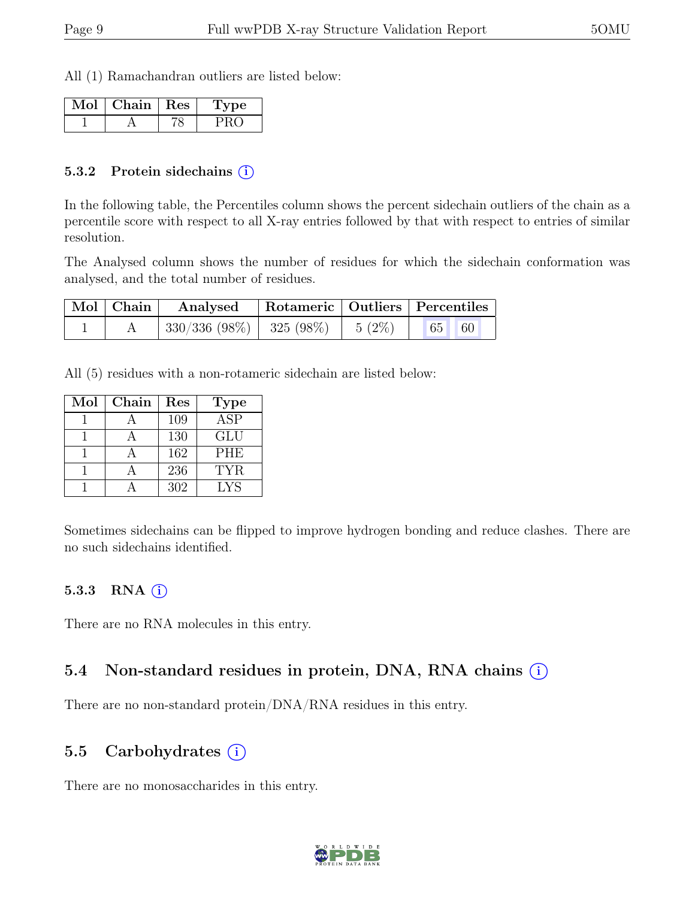All (1) Ramachandran outliers are listed below:

| Mol | Chain | Res | Type |
|---|---|---|---|
| 1 | A | 78 | PRO |

### 5.3.2 Protein sidechains (i)

In the following table, the Percentiles column shows the percent sidechain outliers of the chain as a percentile score with respect to all X-ray entries followed by that with respect to entries of similar resolution.

The Analysed column shows the number of residues for which the sidechain conformation was analysed, and the total number of residues.

| Mol | Chain | Analysed | Rotameric | Outliers | Percentiles | |
|---|---|---|---|---|---|---|
| 1 | A | 330/336 (98%) | 325 (98%) | 5 (2%) | 65 | 60 |

All (5) residues with a non-rotameric sidechain are listed below:

| Mol | Chain | Res | Type |
|---|---|---|---|
| 1 | A | 109 | ASP |
| 1 | A | 130 | GLU |
| 1 | A | 162 | PHE |
| 1 | A | 236 | TYR |
| 1 | A | 302 | LYS |

Sometimes sidechains can be flipped to improve hydrogen bonding and reduce clashes. There are no such sidechains identified.

### 5.3.3 RNA (i)

There are no RNA molecules in this entry.

## 5.4 Non-standard residues in protein, DNA, RNA chains (i)

There are no non-standard protein/DNA/RNA residues in this entry.

## 5.5 Carbohydrates (i)

There are no monosaccharides in this entry.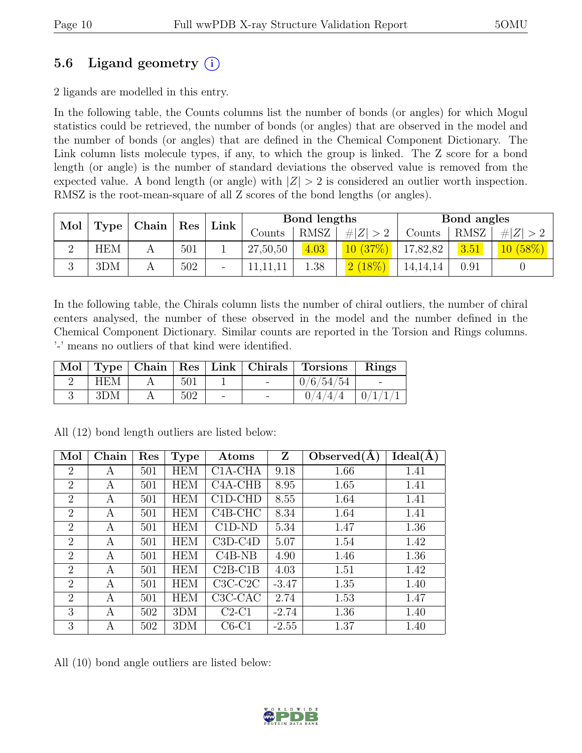## 5.6 Ligand geometry (i)

2 ligands are modelled in this entry.

In the following table, the Counts columns list the number of bonds (or angles) for which Mogul statistics could be retrieved, the number of bonds (or angles) that are observed in the model and the number of bonds (or angles) that are defined in the Chemical Component Dictionary. The Link column lists molecule types, if any, to which the group is linked. The Z score for a bond length (or angle) is the number of standard deviations the observed value is removed from the expected value. A bond length (or angle) with $|Z| > 2$ is considered an outlier worth inspection. RMSZ is the root-mean-square of all Z scores of the bond lengths (or angles).

| Mol | Type | Chain | Res | Link | Bond lengths | | | Bond angles | | |
|---|---|---|---|---|---|---|---|---|---|---|
| | | | | | Counts | RMSZ | $\#\|Z\| > 2$ | Counts | RMSZ | $\#\|Z\| > 2$ |
| 2 | HEM | A | 501 | 1 | 27,50,50 | 4.03 | 10 (37%) | 17,82,82 | 3.51 | 10 (58%) |
| 3 | 3DM | A | 502 | - | 11,11,11 | 1.38 | 2 (18%) | 14,14,14 | 0.91 | 0 |

In the following table, the Chirals column lists the number of chiral outliers, the number of chiral centers analysed, the number of these observed in the model and the number defined in the Chemical Component Dictionary. Similar counts are reported in the Torsion and Rings columns. '-' means no outliers of that kind were identified.

| Mol | Type | Chain | Res | Link | Chirals | Torsions | Rings |
|---|---|---|---|---|---|---|---|
| 2 | HEM | A | 501 | 1 | - | 0/6/54/54 | - |
| 3 | 3DM | A | 502 | - | - | 0/4/4/4 | 0/1/1/1 |

All (12) bond length outliers are listed below:

| Mol | Chain | Res | Type | Atoms | Z | Observed(Å) | Ideal(Å) |
|---|---|---|---|---|---|---|---|
| 2 | A | 501 | HEM | C1A-CHA | 9.18 | 1.66 | 1.41 |
| 2 | A | 501 | HEM | C4A-CHB | 8.95 | 1.65 | 1.41 |
| 2 | A | 501 | HEM | C1D-CHD | 8.55 | 1.64 | 1.41 |
| 2 | A | 501 | HEM | C4B-CHC | 8.34 | 1.64 | 1.41 |
| 2 | A | 501 | HEM | C1D-ND | 5.34 | 1.47 | 1.36 |
| 2 | A | 501 | HEM | C3D-C4D | 5.07 | 1.54 | 1.42 |
| 2 | A | 501 | HEM | C4B-NB | 4.90 | 1.46 | 1.36 |
| 2 | A | 501 | HEM | C2B-C1B | 4.03 | 1.51 | 1.42 |
| 2 | A | 501 | HEM | C3C-C2C | -3.47 | 1.35 | 1.40 |
| 2 | A | 501 | HEM | C3C-CAC | 2.74 | 1.53 | 1.47 |
| 3 | A | 502 | 3DM | C2-C1 | -2.74 | 1.36 | 1.40 |
| 3 | A | 502 | 3DM | C6-C1 | -2.55 | 1.37 | 1.40 |

All (10) bond angle outliers are listed below: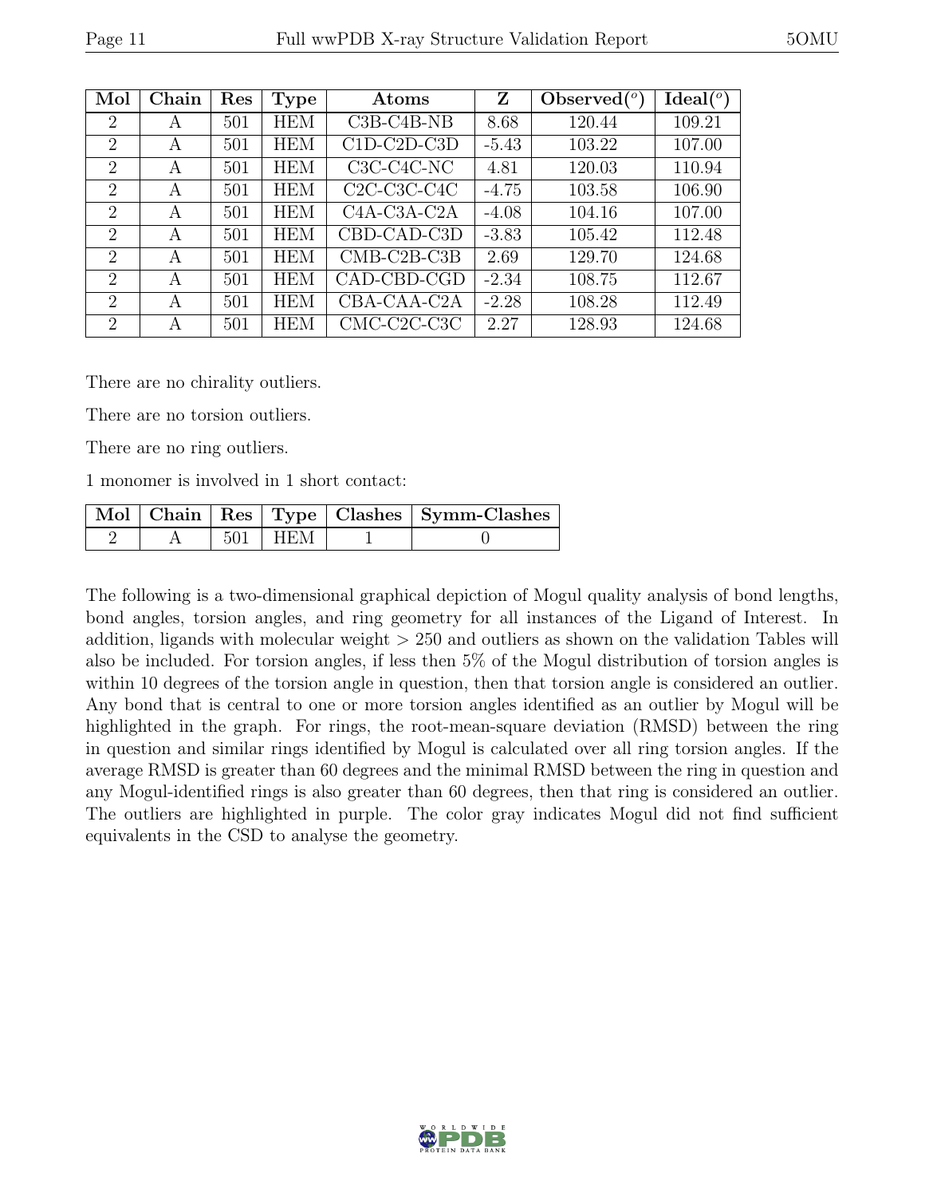| Mol | Chain | Res | Type | Atoms | Z | Observed(°) | Ideal(°) |
|---|---|---|---|---|---|---|---|
| 2 | A | 501 | HEM | C3B-C4B-NB | 8.68 | 120.44 | 109.21 |
| 2 | A | 501 | HEM | C1D-C2D-C3D | -5.43 | 103.22 | 107.00 |
| 2 | A | 501 | HEM | C3C-C4C-NC | 4.81 | 120.03 | 110.94 |
| 2 | A | 501 | HEM | C2C-C3C-C4C | -4.75 | 103.58 | 106.90 |
| 2 | A | 501 | HEM | C4A-C3A-C2A | -4.08 | 104.16 | 107.00 |
| 2 | A | 501 | HEM | CBD-CAD-C3D | -3.83 | 105.42 | 112.48 |
| 2 | A | 501 | HEM | CMB-C2B-C3B | 2.69 | 129.70 | 124.68 |
| 2 | A | 501 | HEM | CAD-CBD-CGD | -2.34 | 108.75 | 112.67 |
| 2 | A | 501 | HEM | CBA-CAA-C2A | -2.28 | 108.28 | 112.49 |
| 2 | A | 501 | HEM | CMC-C2C-C3C | 2.27 | 128.93 | 124.68 |

There are no chirality outliers.

There are no torsion outliers.

There are no ring outliers.

1 monomer is involved in 1 short contact:

| Mol | Chain | Res | Type | Clashes | Symm-Clashes |
|---|---|---|---|---|---|
| 2 | A | 501 | HEM | 1 | 0 |

The following is a two-dimensional graphical depiction of Mogul quality analysis of bond lengths, bond angles, torsion angles, and ring geometry for all instances of the Ligand of Interest. In addition, ligands with molecular weight > 250 and outliers as shown on the validation Tables will also be included. For torsion angles, if less then 5% of the Mogul distribution of torsion angles is within 10 degrees of the torsion angle in question, then that torsion angle is considered an outlier. Any bond that is central to one or more torsion angles identified as an outlier by Mogul will be highlighted in the graph. For rings, the root-mean-square deviation (RMSD) between the ring in question and similar rings identified by Mogul is calculated over all ring torsion angles. If the average RMSD is greater than 60 degrees and the minimal RMSD between the ring in question and any Mogul-identified rings is also greater than 60 degrees, then that ring is considered an outlier. The outliers are highlighted in purple. The color gray indicates Mogul did not find sufficient equivalents in the CSD to analyse the geometry.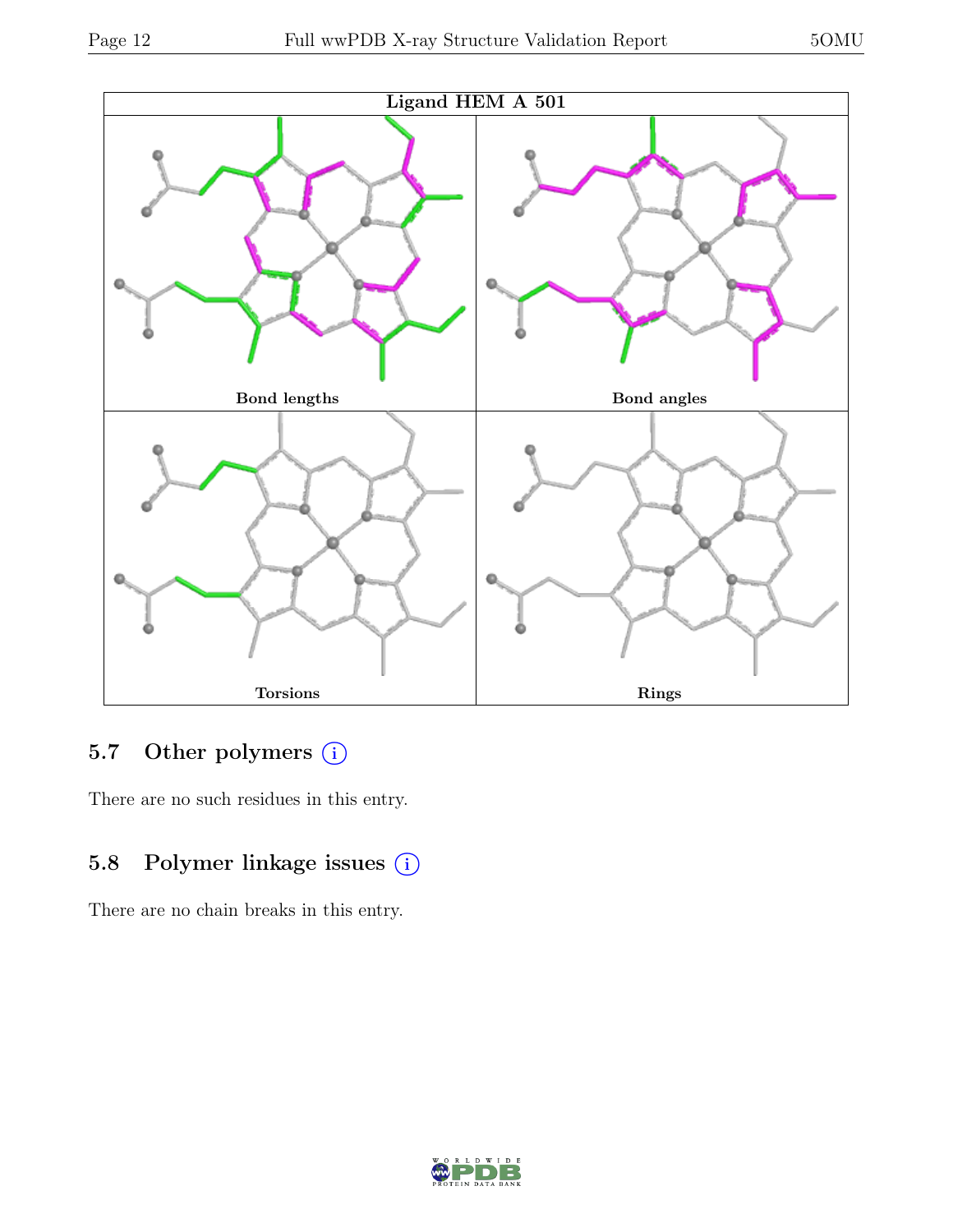Ligand HEM A 501

Bond lengths

Bond angles

Torsions

Rings

## 5.7 Other polymers (i)

There are no such residues in this entry.

## 5.8 Polymer linkage issues (i)

There are no chain breaks in this entry.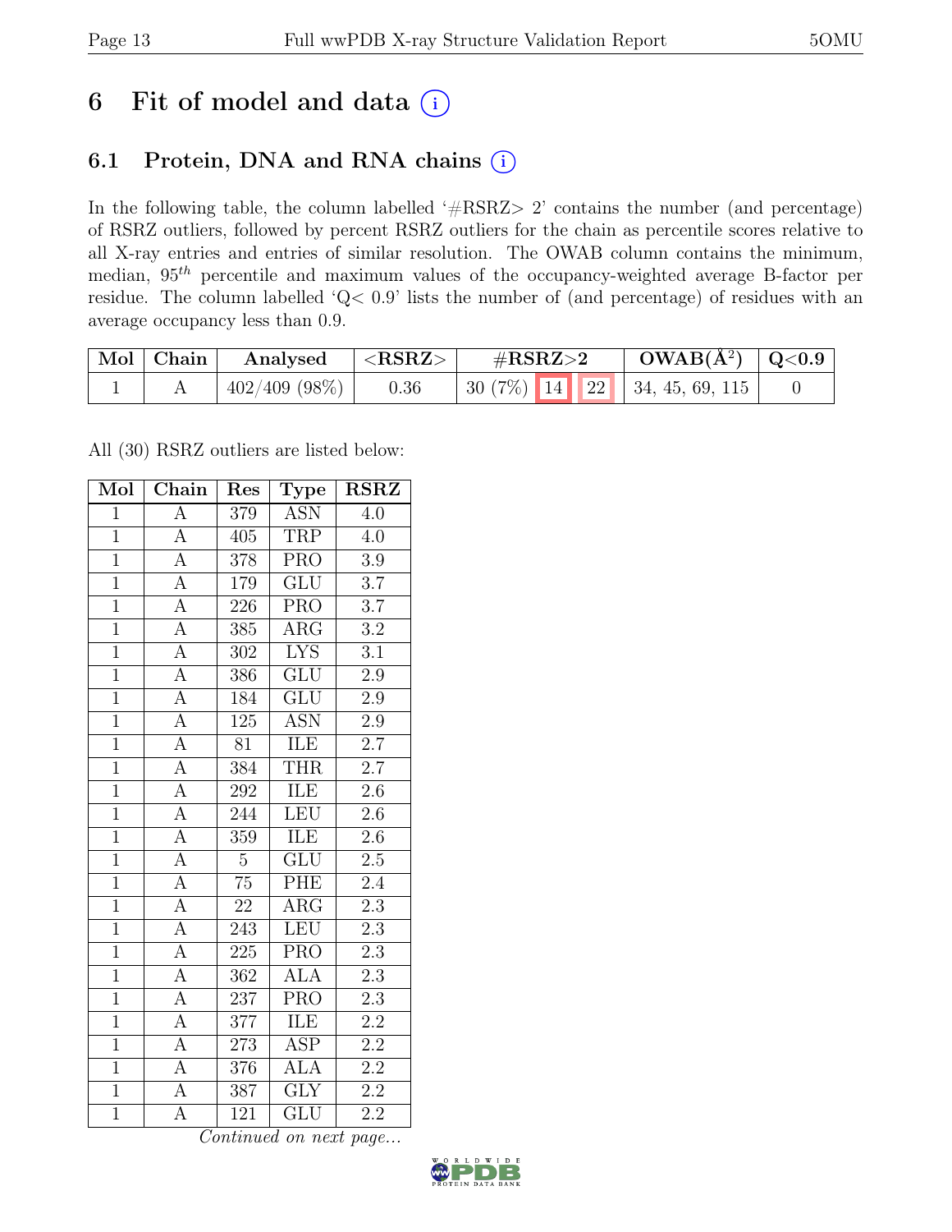# 6 Fit of model and data (i)

## 6.1 Protein, DNA and RNA chains (i)

In the following table, the column labelled '#RSRZ> 2' contains the number (and percentage) of RSRZ outliers, followed by percent RSRZ outliers for the chain as percentile scores relative to all X-ray entries and entries of similar resolution. The OWAB column contains the minimum, median, $95^{th}$ percentile and maximum values of the occupancy-weighted average B-factor per residue. The column labelled 'Q< 0.9' lists the number of (and percentage) of residues with an average occupancy less than 0.9.

| Mol | Chain | Analysed | <RSRZ> | #RSRZ>2 | | | OWAB(Å$^2$) | Q<0.9 |
|---|---|---|---|---|---|---|---|---|
| 1 | A | 402/409 (98%) | 0.36 | 30 (7%) | 14 | 22 | 34, 45, 69, 115 | 0 |

All (30) RSRZ outliers are listed below:

| Mol | Chain | Res | Type | RSRZ |
|---|---|---|---|---|
| 1 | A | 379 | ASN | 4.0 |
| 1 | A | 405 | TRP | 4.0 |
| 1 | A | 378 | PRO | 3.9 |
| 1 | A | 179 | GLU | 3.7 |
| 1 | A | 226 | PRO | 3.7 |
| 1 | A | 385 | ARG | 3.2 |
| 1 | A | 302 | LYS | 3.1 |
| 1 | A | 386 | GLU | 2.9 |
| 1 | A | 184 | GLU | 2.9 |
| 1 | A | 125 | ASN | 2.9 |
| 1 | A | 81 | ILE | 2.7 |
| 1 | A | 384 | THR | 2.7 |
| 1 | A | 292 | ILE | 2.6 |
| 1 | A | 244 | LEU | 2.6 |
| 1 | A | 359 | ILE | 2.6 |
| 1 | A | 5 | GLU | 2.5 |
| 1 | A | 75 | PHE | 2.4 |
| 1 | A | 22 | ARG | 2.3 |
| 1 | A | 243 | LEU | 2.3 |
| 1 | A | 225 | PRO | 2.3 |
| 1 | A | 362 | ALA | 2.3 |
| 1 | A | 237 | PRO | 2.3 |
| 1 | A | 377 | ILE | 2.2 |
| 1 | A | 273 | ASP | 2.2 |
| 1 | A | 376 | ALA | 2.2 |
| 1 | A | 387 | GLY | 2.2 |
| 1 | A | 121 | GLU | 2.2 |

*Continued on next page...*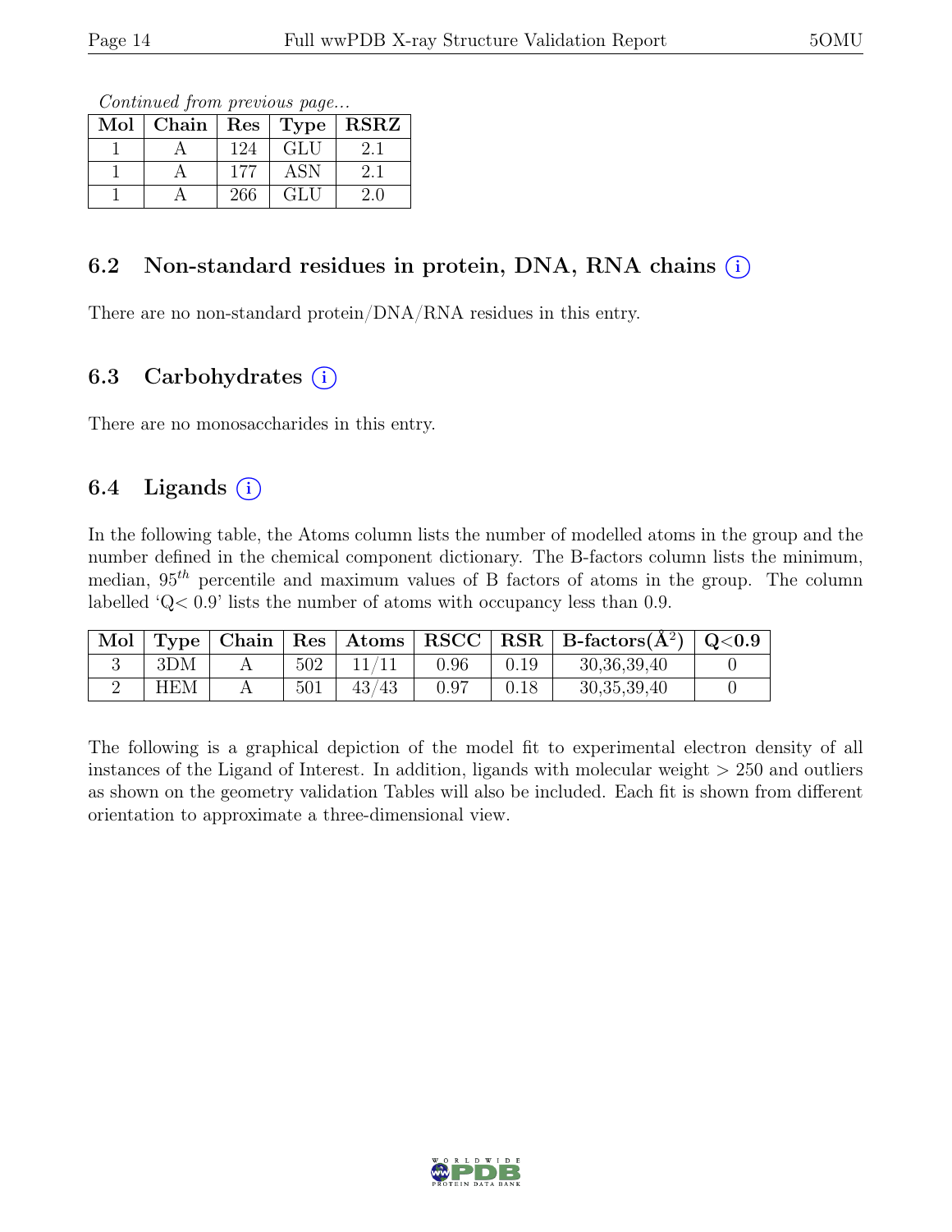*Continued from previous page...*

| Mol | Chain | Res | Type | RSRZ |
|---|---|---|---|---|
| 1 | A | 124 | GLU | 2.1 |
| 1 | A | 177 | ASN | 2.1 |
| 1 | A | 266 | GLU | 2.0 |

## 6.2 Non-standard residues in protein, DNA, RNA chains (i)

There are no non-standard protein/DNA/RNA residues in this entry.

## 6.3 Carbohydrates (i)

There are no monosaccharides in this entry.

## 6.4 Ligands (i)

In the following table, the Atoms column lists the number of modelled atoms in the group and the number defined in the chemical component dictionary. The B-factors column lists the minimum, median, $95^{th}$ percentile and maximum values of B factors of atoms in the group. The column labelled 'Q< 0.9' lists the number of atoms with occupancy less than 0.9.

| Mol | Type | Chain | Res | Atoms | RSCC | RSR | B-factors($Å^2$) | Q<0.9 |
|---|---|---|---|---|---|---|---|---|
| 3 | 3DM | A | 502 | 11/11 | 0.96 | 0.19 | 30,36,39,40 | 0 |
| 2 | HEM | A | 501 | 43/43 | 0.97 | 0.18 | 30,35,39,40 | 0 |

The following is a graphical depiction of the model fit to experimental electron density of all instances of the Ligand of Interest. In addition, ligands with molecular weight > 250 and outliers as shown on the geometry validation Tables will also be included. Each fit is shown from different orientation to approximate a three-dimensional view.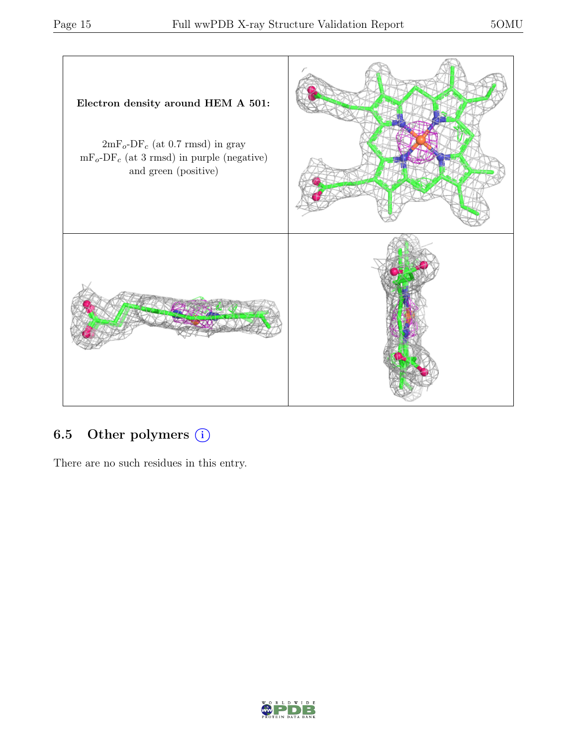**Electron density around HEM A 501:**

$2mF_o$-$DF_c$ (at 0.7 rmsd) in gray
$mF_o$-$DF_c$ (at 3 rmsd) in purple (negative)
and green (positive)

## 6.5 Other polymers

There are no such residues in this entry.